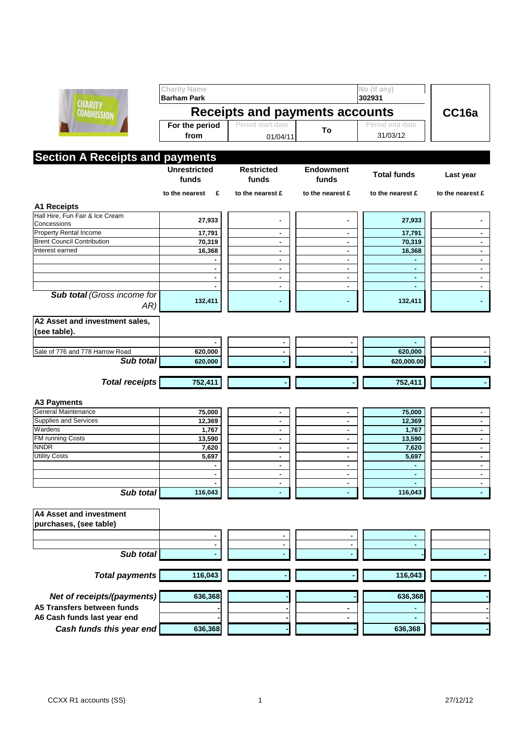| Charity Name | No (if any) | |
|---|---|---|
| Barham Park | 302931 | |

# Receipts and payments accounts

**CC16a**

| For the period from | Period start date | To | Period end date |
|---|---|---|---|
| | 01/04/11 | | 31/03/12 |

## Section A Receipts and payments

| | Unrestricted funds | Restricted funds | Endowment funds | Total funds | Last year |
|---|---|---|---|---|---|
| | to the nearest £ | to the nearest £ | to the nearest £ | to the nearest £ | to the nearest £ |
| **A1 Receipts** | | | | | |
| Hall Hire, Fun Fair & Ice Cream Concessions | 27,933 | - | - | 27,933 | - |
| Property Rental Income | 17,791 | - | - | 17,791 | - |
| Brent Council Contribution | 70,319 | - | - | 70,319 | - |
| Interest earned | 16,368 | - | - | 16,368 | - |
| | - | - | - | - | - |
| | - | - | - | - | - |
| | - | - | - | - | - |
| | - | - | - | - | - |
| ***Sub total*** *(Gross income for AR)* | 132,411 | - | - | 132,411 | - |
| **A2 Asset and investment sales, (see table).** | | | | | |
| | - | - | - | - | |
| Sale of 776 and 778 Harrow Road | 620,000 | - | - | 620,000 | - |
| ***Sub total*** | 620,000 | - | - | 620,000.00 | - |
| ***Total receipts*** | 752,411 | - | - | 752,411 | - |
| **A3 Payments** | | | | | |
| General Maintenance | 75,000 | - | - | 75,000 | - |
| Supplies and Services | 12,369 | - | - | 12,369 | - |
| Wardens | 1,767 | - | - | 1,767 | - |
| FM running Costs | 13,590 | - | - | 13,590 | - |
| NNDR | 7,620 | - | - | 7,620 | - |
| Utility Costs | 5,697 | - | - | 5,697 | - |
| | - | - | - | - | - |
| | - | - | - | - | - |
| | - | - | - | - | - |
| ***Sub total*** | 116,043 | - | - | 116,043 | - |
| **A4 Asset and investment purchases, (see table)** | | | | | |
| | - | - | - | - | |
| | - | - | - | - | |
| ***Sub total*** | - | - | - | - | - |
| ***Total payments*** | 116,043 | - | - | 116,043 | - |
| ***Net of receipts/(payments)*** | 636,368 | - | - | 636,368 | - |
| **A5 Transfers between funds** | - | - | - | - | - |
| **A6 Cash funds last year end** | - | - | - | - | - |
| ***Cash funds this year end*** | 636,368 | - | - | 636,368 | - |

CCXX R1 accounts (SS) 27/12/12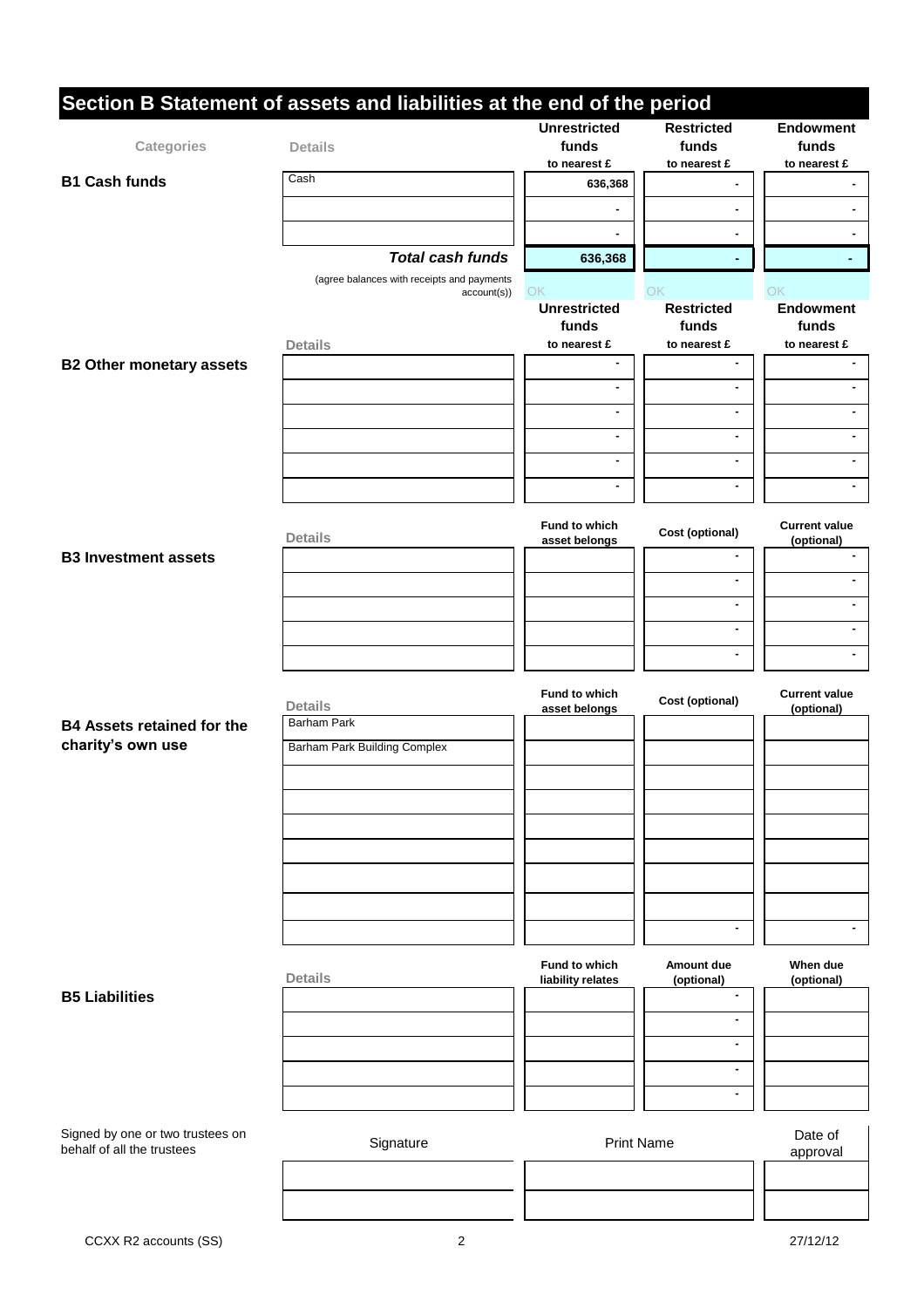## Section B Statement of assets and liabilities at the end of the period

### B1 Cash funds

| Categories | Details | Unrestricted funds to nearest £ | Restricted funds to nearest £ | Endowment funds to nearest £ |
|---|---|---|---|---|
| B1 Cash funds | Cash | 636,368 | - | - |
| | | - | - | - |
| | | - | - | - |
| | ***Total cash funds*** | **636,368** | - | - |
| | (agree balances with receipts and payments account(s)) | OK | OK | OK |

### B2 Other monetary assets

| | Details | Unrestricted funds to nearest £ | Restricted funds to nearest £ | Endowment funds to nearest £ |
|---|---|---|---|---|
| B2 Other monetary assets | | - | - | - |
| | | - | - | - |
| | | - | - | - |
| | | - | - | - |
| | | - | - | - |
| | | - | - | - |

### B3 Investment assets

| | Details | Fund to which asset belongs | Cost (optional) | Current value (optional) |
|---|---|---|---|---|
| B3 Investment assets | | | - | - |
| | | | - | - |
| | | | - | - |
| | | | - | - |
| | | | - | - |

### B4 Assets retained for the charity's own use

| | Details | Fund to which asset belongs | Cost (optional) | Current value (optional) |
|---|---|---|---|---|
| B4 Assets retained for the charity's own use | Barham Park | | | |
| | Barham Park Building Complex | | | |
| | | | | |
| | | | | |
| | | | | |
| | | | | |
| | | | | |
| | | | | |
| | | | - | - |

### B5 Liabilities

| | Details | Fund to which liability relates | Amount due (optional) | When due (optional) |
|---|---|---|---|---|
| B5 Liabilities | | | - | |
| | | | - | |
| | | | - | |
| | | | - | |
| | | | - | |

| Signed by one or two trustees on behalf of all the trustees | Signature | Print Name | Date of approval |
|---|---|---|---|
| | | | |
| | | | |

CCXX R2 accounts (SS) 27/12/12